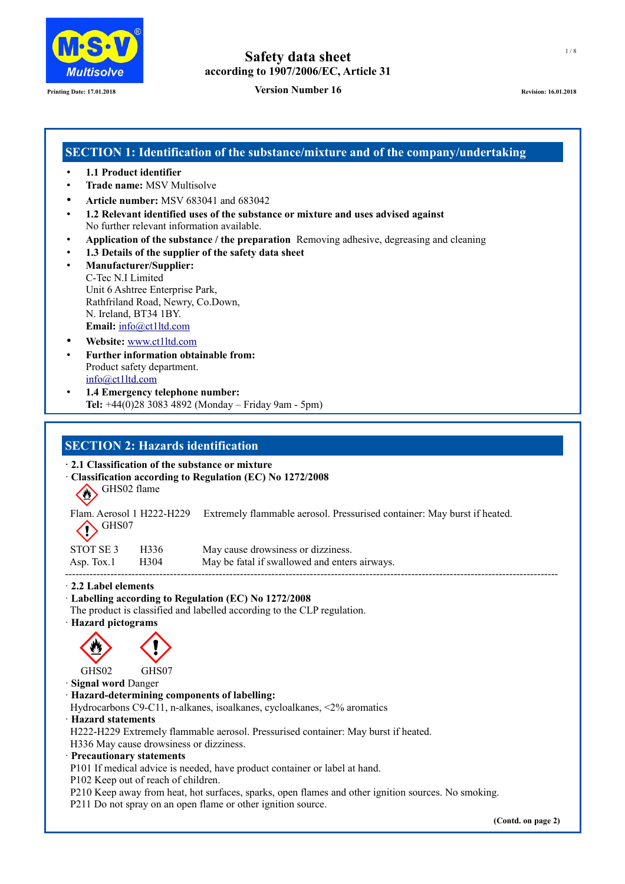# Safety data sheet
## according to 1907/2006/EC, Article 31

Printing Date: 17.01.2018 **Version Number 16** Revision: 16.01.2018

## SECTION 1: Identification of the substance/mixture and of the company/undertaking

- **1.1 Product identifier**
- **Trade name:** MSV Multisolve
- **Article number:** MSV 683041 and 683042
- **1.2 Relevant identified uses of the substance or mixture and uses advised against**
  No further relevant information available.
- **Application of the substance / the preparation** Removing adhesive, degreasing and cleaning
- **1.3 Details of the supplier of the safety data sheet**
- **Manufacturer/Supplier:**
  C-Tec N.I Limited
  Unit 6 Ashtree Enterprise Park,
  Rathfriland Road, Newry, Co.Down,
  N. Ireland, BT34 1BY.
  **Email:** info@ct1ltd.com
- **Website:** www.ct1ltd.com
- **Further information obtainable from:**
  Product safety department.
  info@ct1ltd.com
- **1.4 Emergency telephone number:**
  **Tel:** +44(0)28 3083 4892 (Monday – Friday 9am - 5pm)

## SECTION 2: Hazards identification

· **2.1 Classification of the substance or mixture**
· **Classification according to Regulation (EC) No 1272/2008**

GHS02 flame

Flam. Aerosol 1 H222-H229 Extremely flammable aerosol. Pressurised container: May burst if heated.

GHS07

| | | |
|---|---|---|
| STOT SE 3 | H336 | May cause drowsiness or dizziness. |
| Asp. Tox.1 | H304 | May be fatal if swallowed and enters airways. |

· **2.2 Label elements**
· **Labelling according to Regulation (EC) No 1272/2008**
The product is classified and labelled according to the CLP regulation.
· **Hazard pictograms**

GHS02 GHS07

· **Signal word** Danger
· **Hazard-determining components of labelling:**
Hydrocarbons C9-C11, n-alkanes, isoalkanes, cycloalkanes, <2% aromatics
· **Hazard statements**
H222-H229 Extremely flammable aerosol. Pressurised container: May burst if heated.
H336 May cause drowsiness or dizziness.
· **Precautionary statements**
P101 If medical advice is needed, have product container or label at hand.
P102 Keep out of reach of children.
P210 Keep away from heat, hot surfaces, sparks, open flames and other ignition sources. No smoking.
P211 Do not spray on an open flame or other ignition source.

(Contd. on page 2)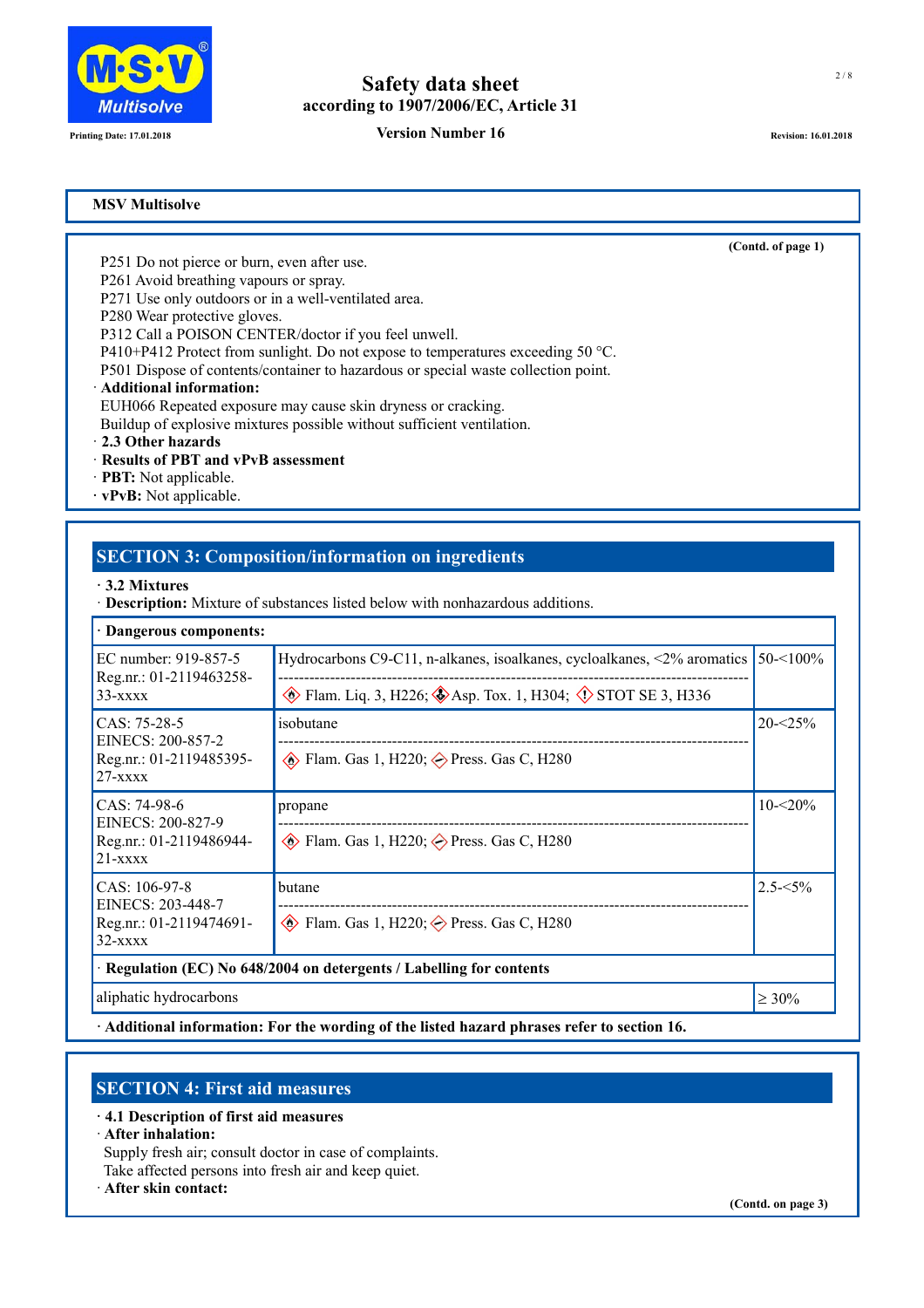**MSV Multisolve**

(Contd. of page 1)

P251 Do not pierce or burn, even after use.
P261 Avoid breathing vapours or spray.
P271 Use only outdoors or in a well-ventilated area.
P280 Wear protective gloves.
P312 Call a POISON CENTER/doctor if you feel unwell.
P410+P412 Protect from sunlight. Do not expose to temperatures exceeding 50 °C.
P501 Dispose of contents/container to hazardous or special waste collection point.

· **Additional information:**
EUH066 Repeated exposure may cause skin dryness or cracking.
Buildup of explosive mixtures possible without sufficient ventilation.

· **2.3 Other hazards**
· **Results of PBT and vPvB assessment**
· **PBT:** Not applicable.
· **vPvB:** Not applicable.

## SECTION 3: Composition/information on ingredients

· **3.2 Mixtures**
· **Description:** Mixture of substances listed below with nonhazardous additions.

| · **Dangerous components:** | | |
|---|---|---|
| EC number: 919-857-5<br>Reg.nr.: 01-2119463258-33-xxxx | Hydrocarbons C9-C11, n-alkanes, isoalkanes, cycloalkanes, <2% aromatics<br>Flam. Liq. 3, H226; Asp. Tox. 1, H304; STOT SE 3, H336 | 50-<100% |
| CAS: 75-28-5<br>EINECS: 200-857-2<br>Reg.nr.: 01-2119485395-27-xxxx | isobutane<br>Flam. Gas 1, H220; Press. Gas C, H280 | 20-<25% |
| CAS: 74-98-6<br>EINECS: 200-827-9<br>Reg.nr.: 01-2119486944-21-xxxx | propane<br>Flam. Gas 1, H220; Press. Gas C, H280 | 10-<20% |
| CAS: 106-97-8<br>EINECS: 203-448-7<br>Reg.nr.: 01-2119474691-32-xxxx | butane<br>Flam. Gas 1, H220; Press. Gas C, H280 | 2.5-<5% |
| · **Regulation (EC) No 648/2004 on detergents / Labelling for contents** | | |
| aliphatic hydrocarbons | | ≥ 30% |

· **Additional information: For the wording of the listed hazard phrases refer to section 16.**

## SECTION 4: First aid measures

· **4.1 Description of first aid measures**
· **After inhalation:**
Supply fresh air; consult doctor in case of complaints.
Take affected persons into fresh air and keep quiet.
· **After skin contact:**

(Contd. on page 3)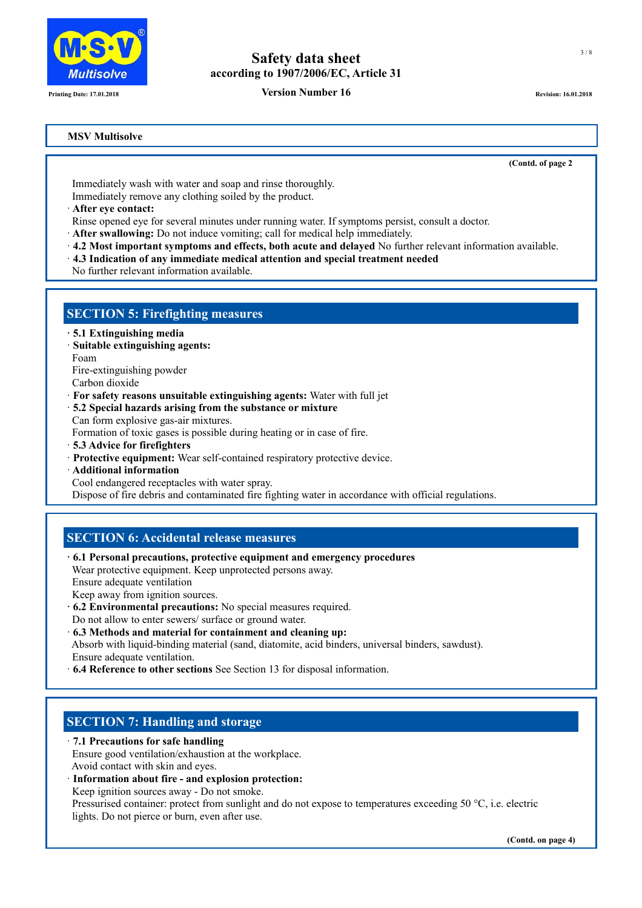**MSV Multisolve**

(Contd. of page 2)

Immediately wash with water and soap and rinse thoroughly.
Immediately remove any clothing soiled by the product.

· **After eye contact:**
Rinse opened eye for several minutes under running water. If symptoms persist, consult a doctor.

· **After swallowing:** Do not induce vomiting; call for medical help immediately.

· **4.2 Most important symptoms and effects, both acute and delayed** No further relevant information available.

· **4.3 Indication of any immediate medical attention and special treatment needed**
No further relevant information available.

## SECTION 5: Firefighting measures

· **5.1 Extinguishing media**

· **Suitable extinguishing agents:**
Foam
Fire-extinguishing powder
Carbon dioxide

· **For safety reasons unsuitable extinguishing agents:** Water with full jet

· **5.2 Special hazards arising from the substance or mixture**
Can form explosive gas-air mixtures.
Formation of toxic gases is possible during heating or in case of fire.

· **5.3 Advice for firefighters**

· **Protective equipment:** Wear self-contained respiratory protective device.

· **Additional information**
Cool endangered receptacles with water spray.
Dispose of fire debris and contaminated fire fighting water in accordance with official regulations.

## SECTION 6: Accidental release measures

· **6.1 Personal precautions, protective equipment and emergency procedures**
Wear protective equipment. Keep unprotected persons away.
Ensure adequate ventilation
Keep away from ignition sources.

· **6.2 Environmental precautions:** No special measures required.
Do not allow to enter sewers/ surface or ground water.

· **6.3 Methods and material for containment and cleaning up:**
Absorb with liquid-binding material (sand, diatomite, acid binders, universal binders, sawdust).
Ensure adequate ventilation.

· **6.4 Reference to other sections** See Section 13 for disposal information.

## SECTION 7: Handling and storage

· **7.1 Precautions for safe handling**
Ensure good ventilation/exhaustion at the workplace.
Avoid contact with skin and eyes.

· **Information about fire - and explosion protection:**
Keep ignition sources away - Do not smoke.
Pressurised container: protect from sunlight and do not expose to temperatures exceeding 50 °C, i.e. electric lights. Do not pierce or burn, even after use.

(Contd. on page 4)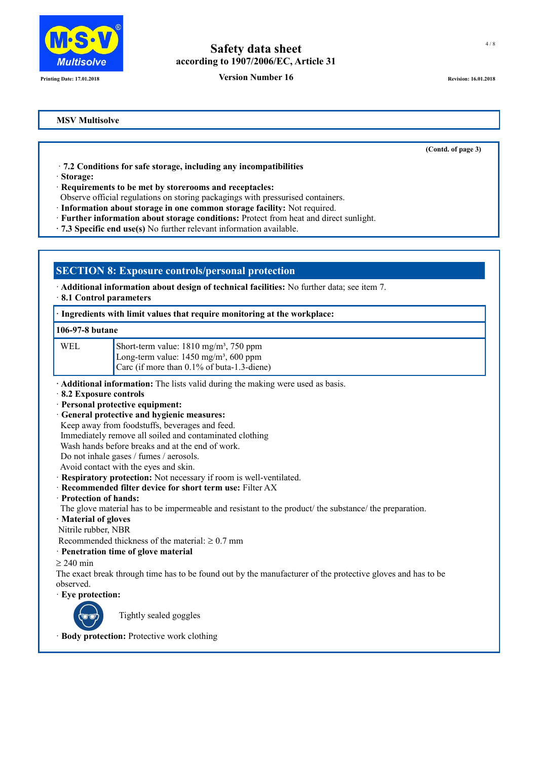**MSV Multisolve**

(Contd. of page 3)

· **7.2 Conditions for safe storage, including any incompatibilities**
· **Storage:**
· **Requirements to be met by storerooms and receptacles:**
Observe official regulations on storing packagings with pressurised containers.
· **Information about storage in one common storage facility:** Not required.
· **Further information about storage conditions:** Protect from heat and direct sunlight.
· **7.3 Specific end use(s)** No further relevant information available.

## SECTION 8: Exposure controls/personal protection

· **Additional information about design of technical facilities:** No further data; see item 7.
· **8.1 Control parameters**

| · Ingredients with limit values that require monitoring at the workplace: | |
|---|---|
| **106-97-8 butane** | |
| WEL | Short-term value: 1810 mg/m³, 750 ppm<br>Long-term value: 1450 mg/m³, 600 ppm<br>Carc (if more than 0.1% of buta-1.3-diene) |

· **Additional information:** The lists valid during the making were used as basis.
· **8.2 Exposure controls**
· **Personal protective equipment:**
· **General protective and hygienic measures:**
Keep away from foodstuffs, beverages and feed.
Immediately remove all soiled and contaminated clothing
Wash hands before breaks and at the end of work.
Do not inhale gases / fumes / aerosols.
Avoid contact with the eyes and skin.
· **Respiratory protection:** Not necessary if room is well-ventilated.
· **Recommended filter device for short term use:** Filter AX
· **Protection of hands:**
The glove material has to be impermeable and resistant to the product/ the substance/ the preparation.
· **Material of gloves**
Nitrile rubber, NBR
Recommended thickness of the material: ≥ 0.7 mm
· **Penetration time of glove material**
≥ 240 min
The exact break through time has to be found out by the manufacturer of the protective gloves and has to be observed.
· **Eye protection:**

Tightly sealed goggles

· **Body protection:** Protective work clothing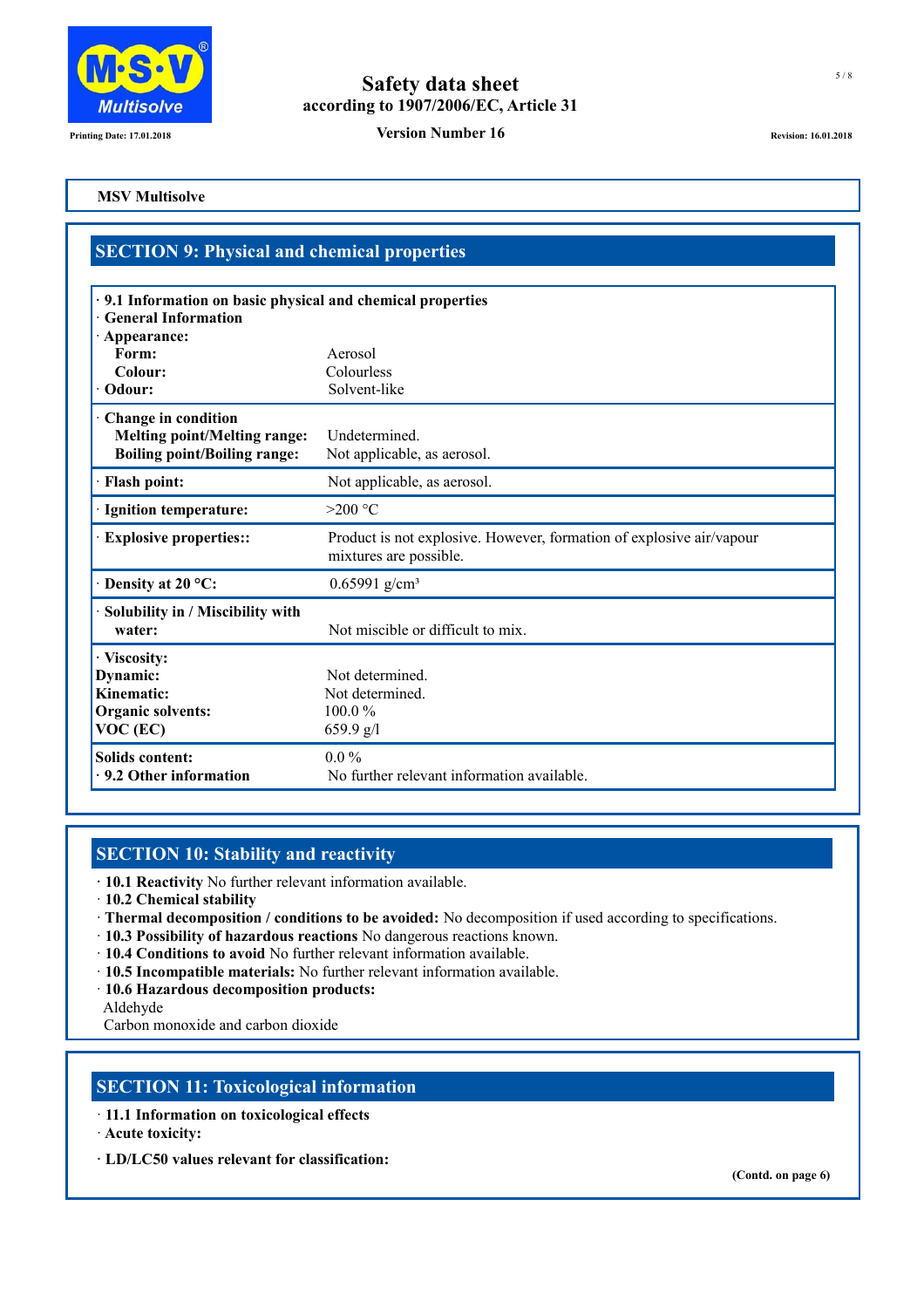**MSV Multisolve**

## SECTION 9: Physical and chemical properties

| | |
|---|---|
| **· 9.1 Information on basic physical and chemical properties** | |
| **· General Information** | |
| **· Appearance:** | |
| **Form:** | Aerosol |
| **Colour:** | Colourless |
| **· Odour:** | Solvent-like |
| **· Change in condition** | |
| **Melting point/Melting range:** | Undetermined. |
| **Boiling point/Boiling range:** | Not applicable, as aerosol. |
| **· Flash point:** | Not applicable, as aerosol. |
| **· Ignition temperature:** | >200 °C |
| **· Explosive properties::** | Product is not explosive. However, formation of explosive air/vapour mixtures are possible. |
| **· Density at 20 °C:** | 0.65991 g/cm³ |
| **· Solubility in / Miscibility with water:** | Not miscible or difficult to mix. |
| **· Viscosity:** | |
| **Dynamic:** | Not determined. |
| **Kinematic:** | Not determined. |
| **Organic solvents:** | 100.0 % |
| **VOC (EC)** | 659.9 g/l |
| **Solids content:** | 0.0 % |
| **· 9.2 Other information** | No further relevant information available. |

## SECTION 10: Stability and reactivity

· **10.1 Reactivity** No further relevant information available.
· **10.2 Chemical stability**
· **Thermal decomposition / conditions to be avoided:** No decomposition if used according to specifications.
· **10.3 Possibility of hazardous reactions** No dangerous reactions known.
· **10.4 Conditions to avoid** No further relevant information available.
· **10.5 Incompatible materials:** No further relevant information available.
· **10.6 Hazardous decomposition products:**
Aldehyde
Carbon monoxide and carbon dioxide

## SECTION 11: Toxicological information

· **11.1 Information on toxicological effects**
· **Acute toxicity:**

· **LD/LC50 values relevant for classification:**

**(Contd. on page 6)**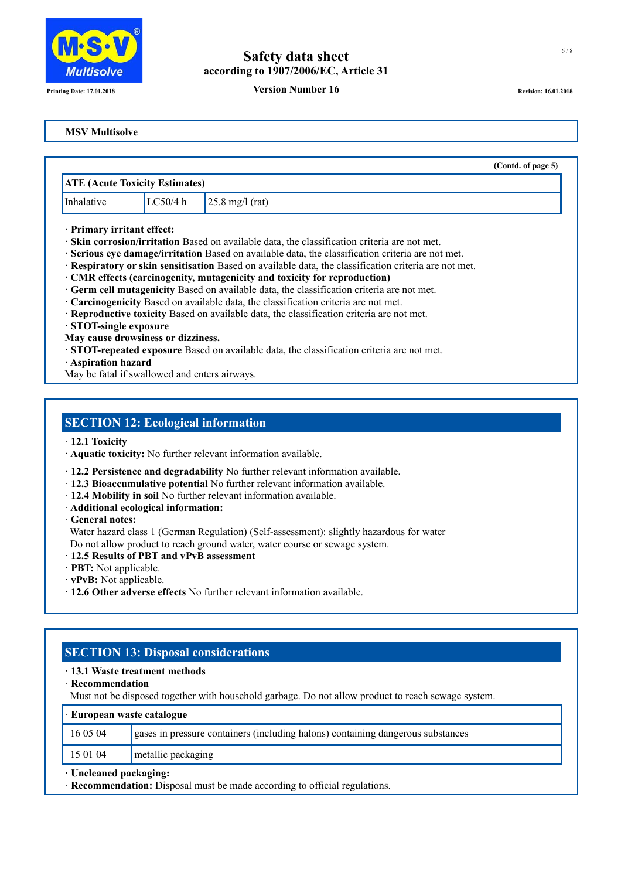**MSV Multisolve**

(Contd. of page 5)

| ATE (Acute Toxicity Estimates) | | |
|---|---|---|
| Inhalative | LC50/4 h | 25.8 mg/l (rat) |

· **Primary irritant effect:**
· **Skin corrosion/irritation** Based on available data, the classification criteria are not met.
· **Serious eye damage/irritation** Based on available data, the classification criteria are not met.
· **Respiratory or skin sensitisation** Based on available data, the classification criteria are not met.
· **CMR effects (carcinogenity, mutagenicity and toxicity for reproduction)**
· **Germ cell mutagenicity** Based on available data, the classification criteria are not met.
· **Carcinogenicity** Based on available data, the classification criteria are not met.
· **Reproductive toxicity** Based on available data, the classification criteria are not met.
· **STOT-single exposure**
**May cause drowsiness or dizziness.**
· **STOT-repeated exposure** Based on available data, the classification criteria are not met.
· **Aspiration hazard**
May be fatal if swallowed and enters airways.

## SECTION 12: Ecological information

· **12.1 Toxicity**
· **Aquatic toxicity:** No further relevant information available.
· **12.2 Persistence and degradability** No further relevant information available.
· **12.3 Bioaccumulative potential** No further relevant information available.
· **12.4 Mobility in soil** No further relevant information available.
· **Additional ecological information:**
· **General notes:**
Water hazard class 1 (German Regulation) (Self-assessment): slightly hazardous for water
Do not allow product to reach ground water, water course or sewage system.
· **12.5 Results of PBT and vPvB assessment**
· **PBT:** Not applicable.
· **vPvB:** Not applicable.
· **12.6 Other adverse effects** No further relevant information available.

## SECTION 13: Disposal considerations

· **13.1 Waste treatment methods**
· **Recommendation**
Must not be disposed together with household garbage. Do not allow product to reach sewage system.

| · European waste catalogue | |
|---|---|
| 16 05 04 | gases in pressure containers (including halons) containing dangerous substances |
| 15 01 04 | metallic packaging |

· **Uncleaned packaging:**
· **Recommendation:** Disposal must be made according to official regulations.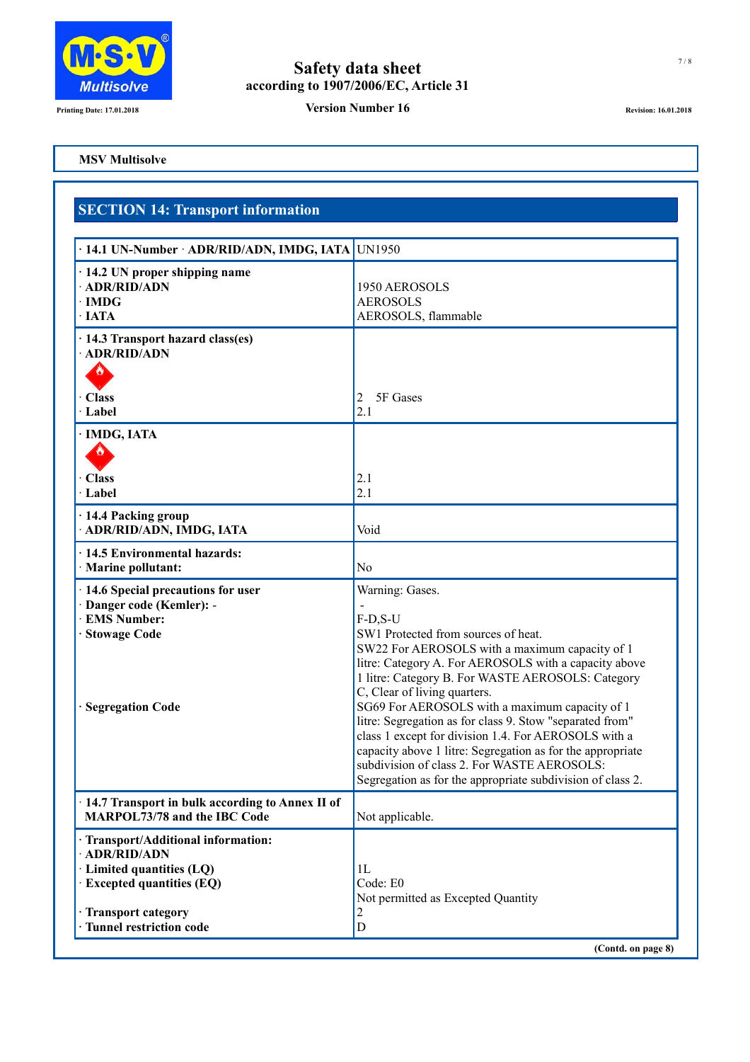**MSV Multisolve**

## SECTION 14: Transport information

| | |
|---|---|
| · 14.1 UN-Number · ADR/RID/ADN, IMDG, IATA | UN1950 |
| · 14.2 UN proper shipping name<br>· ADR/RID/ADN<br>· IMDG<br>· IATA | <br>1950 AEROSOLS<br>AEROSOLS<br>AEROSOLS, flammable |
| · 14.3 Transport hazard class(es)<br>· ADR/RID/ADN<br>· Class<br>· Label | <br><br>2 5F Gases<br>2.1 |
| · IMDG, IATA<br>· Class<br>· Label | <br>2.1<br>2.1 |
| · 14.4 Packing group<br>· ADR/RID/ADN, IMDG, IATA | <br>Void |
| · 14.5 Environmental hazards:<br>· Marine pollutant: | <br>No |
| · 14.6 Special precautions for user<br>· Danger code (Kemler): -<br>· EMS Number:<br>· Stowage Code<br><br><br><br>· Segregation Code | Warning: Gases.<br>-<br>F-D,S-U<br>SW1 Protected from sources of heat.<br>SW22 For AEROSOLS with a maximum capacity of 1 litre: Category A. For AEROSOLS with a capacity above 1 litre: Category B. For WASTE AEROSOLS: Category C, Clear of living quarters.<br>SG69 For AEROSOLS with a maximum capacity of 1 litre: Segregation as for class 9. Stow "separated from" class 1 except for division 1.4. For AEROSOLS with a capacity above 1 litre: Segregation as for the appropriate subdivision of class 2. For WASTE AEROSOLS: Segregation as for the appropriate subdivision of class 2. |
| · 14.7 Transport in bulk according to Annex II of MARPOL73/78 and the IBC Code | Not applicable. |
| · Transport/Additional information:<br>· ADR/RID/ADN<br>· Limited quantities (LQ)<br>· Excepted quantities (EQ)<br><br>· Transport category<br>· Tunnel restriction code | <br><br>1L<br>Code: E0<br>Not permitted as Excepted Quantity<br>2<br>D |

(Contd. on page 8)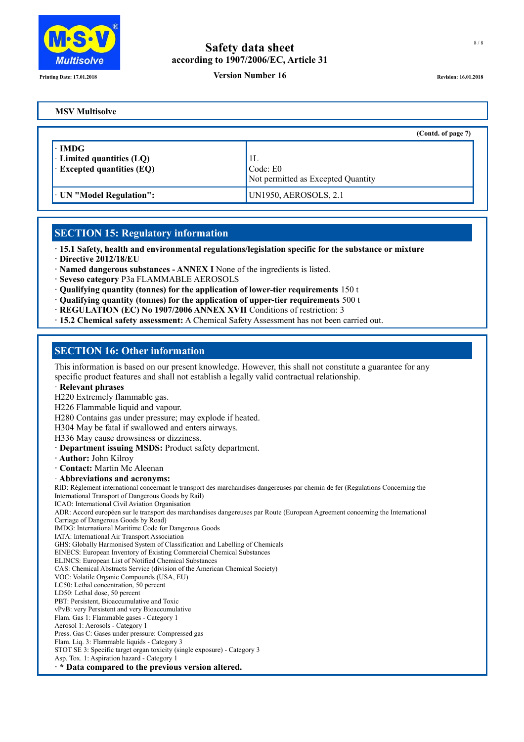**MSV Multisolve**

(Contd. of page 7)

| | |
|---|---|
| · **IMDG**<br>· **Limited quantities (LQ)**<br>· **Excepted quantities (EQ)** | 1L<br>Code: E0<br>Not permitted as Excepted Quantity |
| · **UN "Model Regulation":** | UN1950, AEROSOLS, 2.1 |

## SECTION 15: Regulatory information

· **15.1 Safety, health and environmental regulations/legislation specific for the substance or mixture**
· **Directive 2012/18/EU**
· **Named dangerous substances - ANNEX I** None of the ingredients is listed.
· **Seveso category** P3a FLAMMABLE AEROSOLS
· **Qualifying quantity (tonnes) for the application of lower-tier requirements** 150 t
· **Qualifying quantity (tonnes) for the application of upper-tier requirements** 500 t
· **REGULATION (EC) No 1907/2006 ANNEX XVII** Conditions of restriction: 3
· **15.2 Chemical safety assessment:** A Chemical Safety Assessment has not been carried out.

## SECTION 16: Other information

This information is based on our present knowledge. However, this shall not constitute a guarantee for any specific product features and shall not establish a legally valid contractual relationship.

· **Relevant phrases**
H220 Extremely flammable gas.
H226 Flammable liquid and vapour.
H280 Contains gas under pressure; may explode if heated.
H304 May be fatal if swallowed and enters airways.
H336 May cause drowsiness or dizziness.

· **Department issuing MSDS:** Product safety department.
· **Author:** John Kilroy
· **Contact:** Martin Mc Aleenan
· **Abbreviations and acronyms:**
RID: Règlement international concernant le transport des marchandises dangereuses par chemin de fer (Regulations Concerning the International Transport of Dangerous Goods by Rail)
ICAO: International Civil Aviation Organisation
ADR: Accord européen sur le transport des marchandises dangereuses par Route (European Agreement concerning the International Carriage of Dangerous Goods by Road)
IMDG: International Maritime Code for Dangerous Goods
IATA: International Air Transport Association
GHS: Globally Harmonised System of Classification and Labelling of Chemicals
EINECS: European Inventory of Existing Commercial Chemical Substances
ELINCS: European List of Notified Chemical Substances
CAS: Chemical Abstracts Service (division of the American Chemical Society)
VOC: Volatile Organic Compounds (USA, EU)
LC50: Lethal concentration, 50 percent
LD50: Lethal dose, 50 percent
PBT: Persistent, Bioaccumulative and Toxic
vPvB: very Persistent and very Bioaccumulative
Flam. Gas 1: Flammable gases - Category 1
Aerosol 1: Aerosols - Category 1
Press. Gas C: Gases under pressure: Compressed gas
Flam. Liq. 3: Flammable liquids - Category 3
STOT SE 3: Specific target organ toxicity (single exposure) - Category 3
Asp. Tox. 1: Aspiration hazard - Category 1

· **\* Data compared to the previous version altered.**